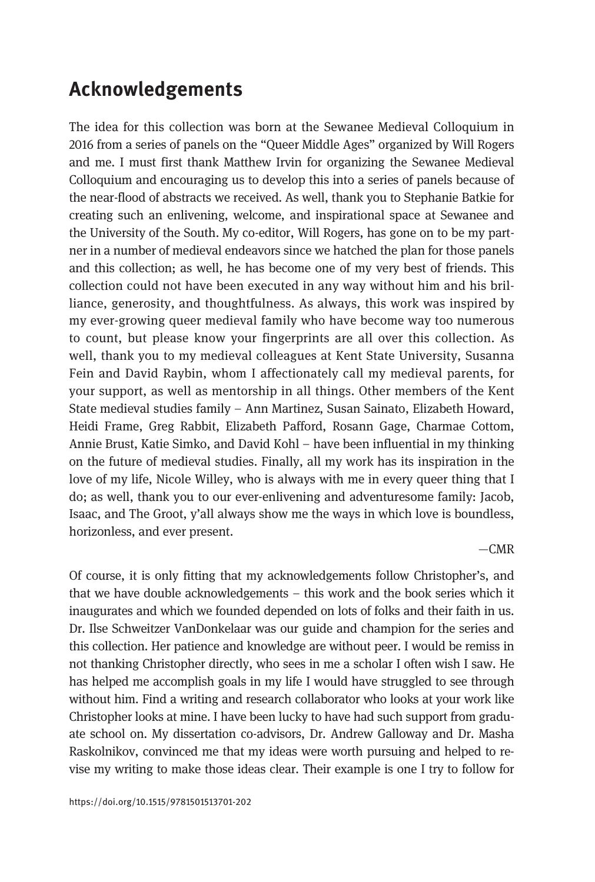## Acknowledgements

The idea for this collection was born at the Sewanee Medieval Colloquium in 2016 from a series of panels on the "Queer Middle Ages" organized by Will Rogers and me. I must first thank Matthew Irvin for organizing the Sewanee Medieval Colloquium and encouraging us to develop this into a series of panels because of the near-flood of abstracts we received. As well, thank you to Stephanie Batkie for creating such an enlivening, welcome, and inspirational space at Sewanee and the University of the South. My co-editor, Will Rogers, has gone on to be my partner in a number of medieval endeavors since we hatched the plan for those panels and this collection; as well, he has become one of my very best of friends. This collection could not have been executed in any way without him and his brilliance, generosity, and thoughtfulness. As always, this work was inspired by my ever-growing queer medieval family who have become way too numerous to count, but please know your fingerprints are all over this collection. As well, thank you to my medieval colleagues at Kent State University, Susanna Fein and David Raybin, whom I affectionately call my medieval parents, for your support, as well as mentorship in all things. Other members of the Kent State medieval studies family – Ann Martinez, Susan Sainato, Elizabeth Howard, Heidi Frame, Greg Rabbit, Elizabeth Pafford, Rosann Gage, Charmae Cottom, Annie Brust, Katie Simko, and David Kohl – have been influential in my thinking on the future of medieval studies. Finally, all my work has its inspiration in the love of my life, Nicole Willey, who is always with me in every queer thing that I do; as well, thank you to our ever-enlivening and adventuresome family: Jacob, Isaac, and The Groot, y'all always show me the ways in which love is boundless, horizonless, and ever present.

—CMR

Of course, it is only fitting that my acknowledgements follow Christopher's, and that we have double acknowledgements – this work and the book series which it inaugurates and which we founded depended on lots of folks and their faith in us. Dr. Ilse Schweitzer VanDonkelaar was our guide and champion for the series and this collection. Her patience and knowledge are without peer. I would be remiss in not thanking Christopher directly, who sees in me a scholar I often wish I saw. He has helped me accomplish goals in my life I would have struggled to see through without him. Find a writing and research collaborator who looks at your work like Christopher looks at mine. I have been lucky to have had such support from graduate school on. My dissertation co-advisors, Dr. Andrew Galloway and Dr. Masha Raskolnikov, convinced me that my ideas were worth pursuing and helped to revise my writing to make those ideas clear. Their example is one I try to follow for

https://doi.org/10.1515/9781501513701-202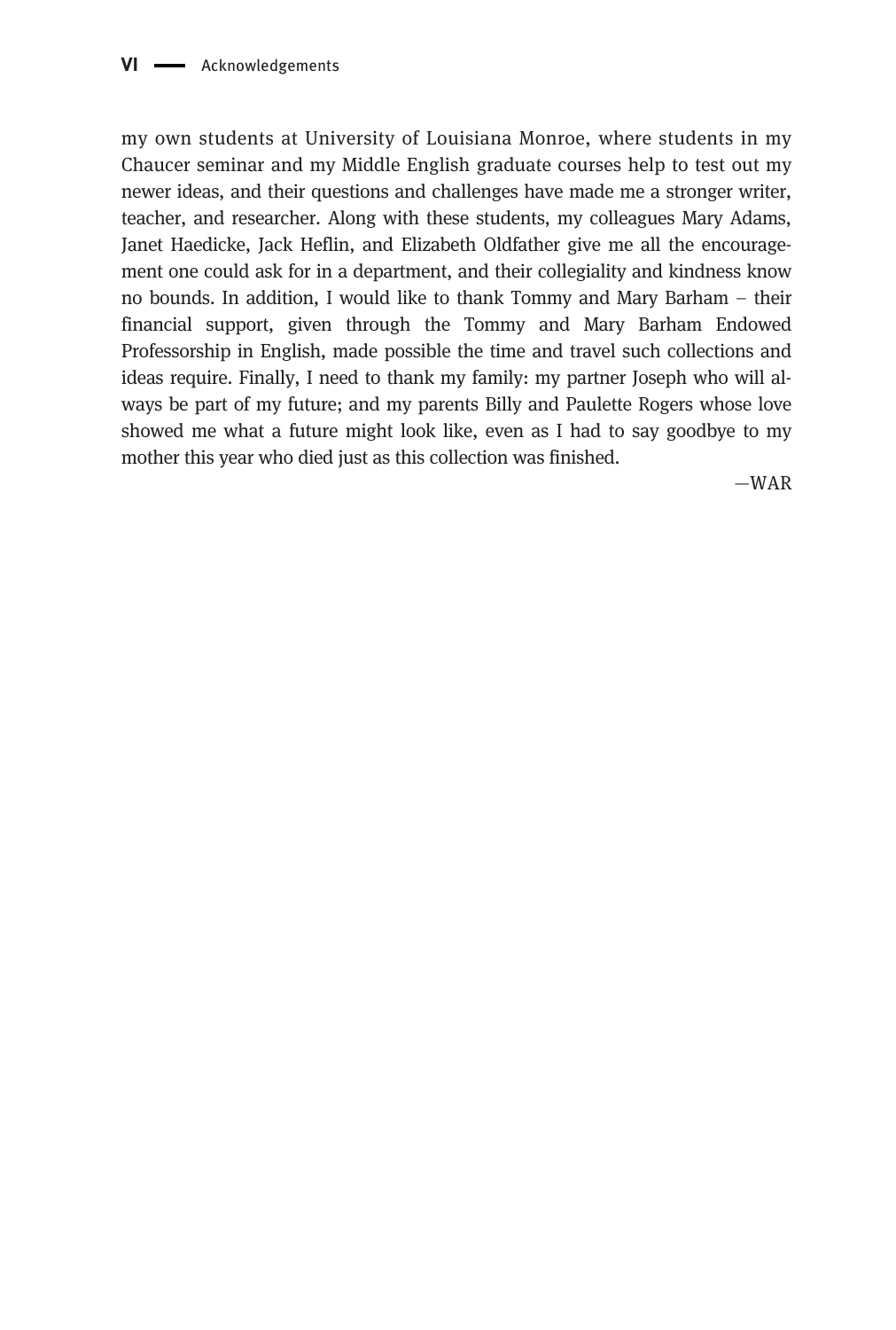my own students at University of Louisiana Monroe, where students in my Chaucer seminar and my Middle English graduate courses help to test out my newer ideas, and their questions and challenges have made me a stronger writer, teacher, and researcher. Along with these students, my colleagues Mary Adams, Janet Haedicke, Jack Heflin, and Elizabeth Oldfather give me all the encouragement one could ask for in a department, and their collegiality and kindness know no bounds. In addition, I would like to thank Tommy and Mary Barham – their financial support, given through the Tommy and Mary Barham Endowed Professorship in English, made possible the time and travel such collections and ideas require. Finally, I need to thank my family: my partner Joseph who will always be part of my future; and my parents Billy and Paulette Rogers whose love showed me what a future might look like, even as I had to say goodbye to my mother this year who died just as this collection was finished.

—WAR